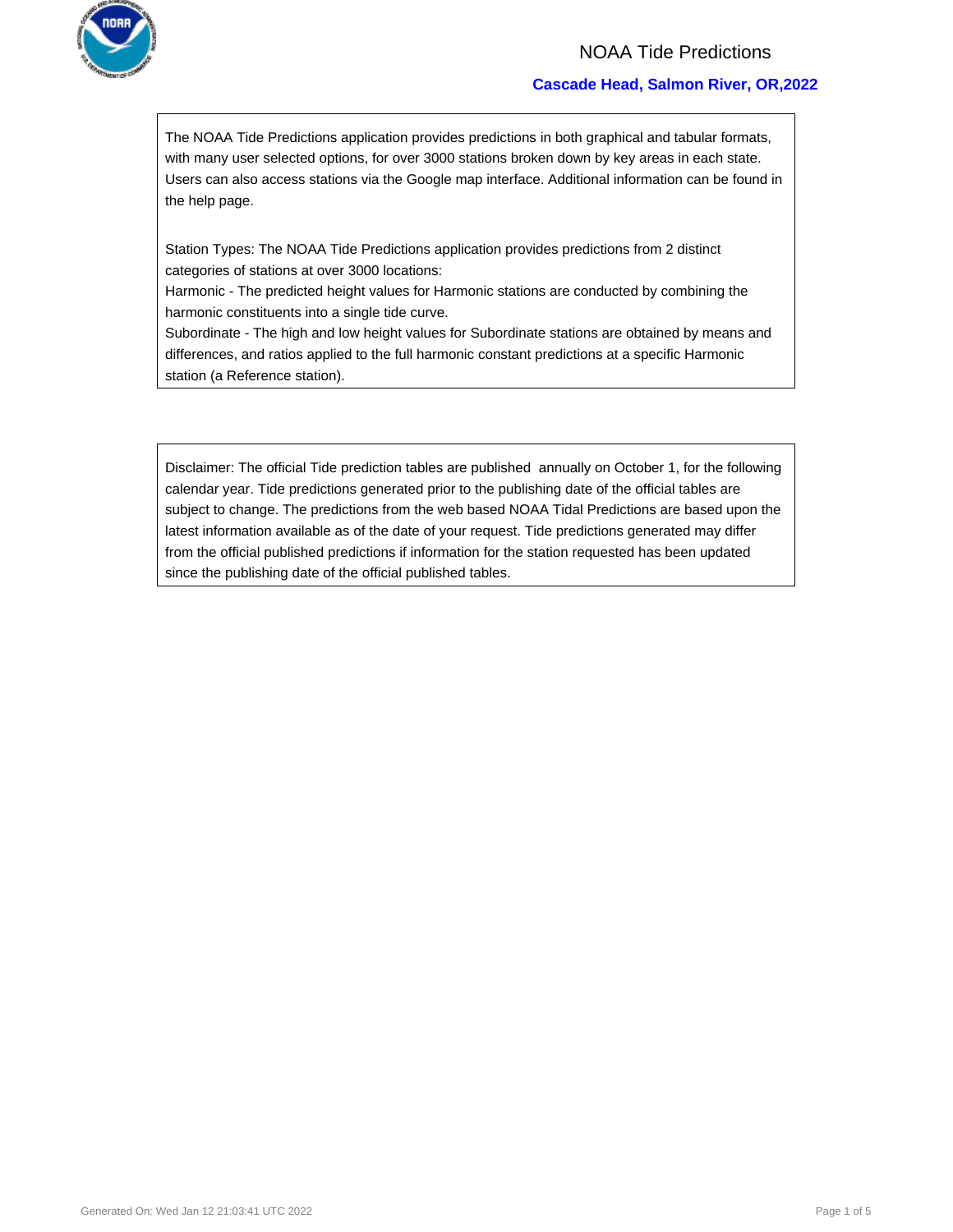# NOAA Tide Predictions

## Cascade Head, Salmon River, OR,2022

The NOAA Tide Predictions application provides predictions in both graphical and tabular formats, with many user selected options, for over 3000 stations broken down by key areas in each state. Users can also access stations via the Google map interface. Additional information can be found in the help page.

Station Types: The NOAA Tide Predictions application provides predictions from 2 distinct categories of stations at over 3000 locations:
Harmonic - The predicted height values for Harmonic stations are conducted by combining the harmonic constituents into a single tide curve.
Subordinate - The high and low height values for Subordinate stations are obtained by means and differences, and ratios applied to the full harmonic constant predictions at a specific Harmonic station (a Reference station).

Disclaimer: The official Tide prediction tables are published annually on October 1, for the following calendar year. Tide predictions generated prior to the publishing date of the official tables are subject to change. The predictions from the web based NOAA Tidal Predictions are based upon the latest information available as of the date of your request. Tide predictions generated may differ from the official published predictions if information for the station requested has been updated since the publishing date of the official published tables.

Generated On: Wed Jan 12 21:03:41 UTC 2022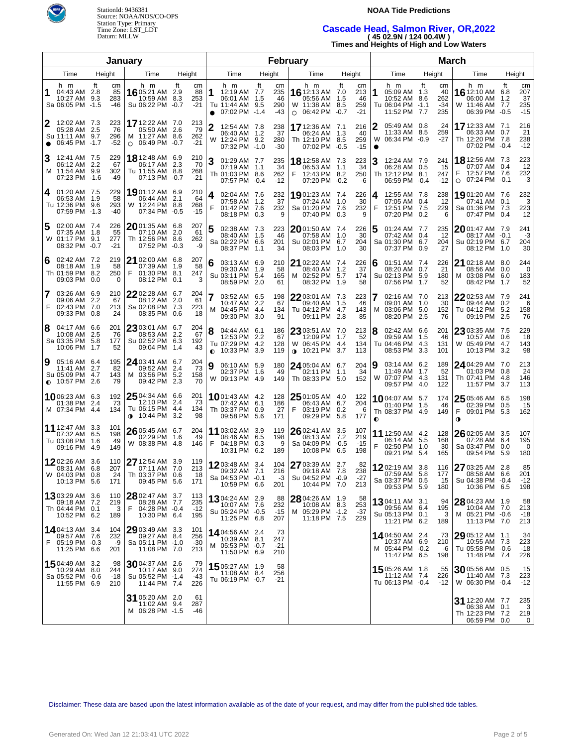StationId: 9436381
Source: NOAA/NOS/CO-OPS
Station Type: Primary
Time Zone: LST_LDT
Datum: MLLW

**NOAA Tide Predictions**

## Cascade Head, Salmon River, OR,2022

**( 45 02.9N / 124 00.4W )**

**Times and Heights of High and Low Waters**

### January

| Day | Time | Height (ft) | Height (cm) | Day | Time | Height (ft) | Height (cm) |
|---|---|---|---|---|---|---|---|
| 1 Sa | 04:43 AM | 2.8 | 85 | 16 Su | 05:21 AM | 2.9 | 88 |
| | 10:27 AM | 9.3 | 283 | | 10:59 AM | 8.3 | 253 |
| | 06:05 PM | -1.5 | -46 | | 06:22 PM | -0.7 | -21 |
| 2 Su ● | 12:02 AM | 7.3 | 223 | 17 M ○ | 12:22 AM | 7.0 | 213 |
| | 05:28 AM | 2.5 | 76 | | 05:50 AM | 2.6 | 79 |
| | 11:11 AM | 9.7 | 296 | | 11:27 AM | 8.6 | 262 |
| | 06:45 PM | -1.7 | -52 | | 06:49 PM | -0.7 | -21 |
| 3 M | 12:41 AM | 7.5 | 229 | 18 Tu | 12:48 AM | 6.9 | 210 |
| | 06:12 AM | 2.2 | 67 | | 06:17 AM | 2.3 | 70 |
| | 11:54 AM | 9.9 | 302 | | 11:55 AM | 8.8 | 268 |
| | 07:23 PM | -1.6 | -49 | | 07:13 PM | -0.7 | -21 |
| 4 Tu | 01:20 AM | 7.5 | 229 | 19 W | 01:12 AM | 6.9 | 210 |
| | 06:53 AM | 1.9 | 58 | | 06:44 AM | 2.1 | 64 |
| | 12:36 PM | 9.6 | 293 | | 12:24 PM | 8.8 | 268 |
| | 07:59 PM | -1.3 | -40 | | 07:34 PM | -0.5 | -15 |
| 5 W | 02:00 AM | 7.4 | 226 | 20 Th | 01:35 AM | 6.8 | 207 |
| | 07:35 AM | 1.8 | 55 | | 07:10 AM | 2.0 | 61 |
| | 01:17 PM | 9.1 | 277 | | 12:56 PM | 8.6 | 262 |
| | 08:32 PM | -0.7 | -21 | | 07:52 PM | -0.3 | -9 |
| 6 Th | 02:42 AM | 7.2 | 219 | 21 F | 02:00 AM | 6.8 | 207 |
| | 08:18 AM | 1.9 | 58 | | 07:39 AM | 1.9 | 58 |
| | 01:59 PM | 8.2 | 250 | | 01:30 PM | 8.1 | 247 |
| | 09:03 PM | 0.0 | 0 | | 08:12 PM | 0.1 | 3 |
| 7 F | 03:26 AM | 6.9 | 210 | 22 Sa | 02:28 AM | 6.7 | 204 |
| | 09:06 AM | 2.2 | 67 | | 08:12 AM | 2.0 | 61 |
| | 02:43 PM | 7.0 | 213 | | 02:08 PM | 7.3 | 223 |
| | 09:33 PM | 0.8 | 24 | | 08:35 PM | 0.6 | 18 |
| 8 Sa | 04:17 AM | 6.6 | 201 | 23 Su | 03:01 AM | 6.7 | 204 |
| | 10:08 AM | 2.5 | 76 | | 08:53 AM | 2.2 | 67 |
| | 03:35 PM | 5.8 | 177 | | 02:52 PM | 6.3 | 192 |
| | 10:06 PM | 1.7 | 52 | | 09:04 PM | 1.4 | 43 |
| 9 Su ◐ | 05:16 AM | 6.4 | 195 | 24 M | 03:41 AM | 6.7 | 204 |
| | 11:41 AM | 2.7 | 82 | | 09:52 AM | 2.4 | 73 |
| | 05:09 PM | 4.7 | 143 | | 03:56 PM | 5.2 | 158 |
| | 10:57 PM | 2.6 | 79 | | 09:42 PM | 2.3 | 70 |
| 10 M | 06:23 AM | 6.3 | 192 | 25 Tu ◑ | 04:34 AM | 6.6 | 201 |
| | 01:38 PM | 2.4 | 73 | | 12:10 PM | 2.4 | 73 |
| | 07:34 PM | 4.4 | 134 | | 06:15 PM | 4.4 | 134 |
| | | | | | 10:44 PM | 3.2 | 98 |
| 11 Tu | 12:47 AM | 3.3 | 101 | 26 W | 05:45 AM | 6.7 | 204 |
| | 07:32 AM | 6.5 | 198 | | 02:29 PM | 1.6 | 49 |
| | 03:08 PM | 1.6 | 49 | | 08:38 PM | 4.8 | 146 |
| | 09:16 PM | 4.9 | 149 | | | | |
| 12 W | 02:26 AM | 3.6 | 110 | 27 Th | 12:54 AM | 3.9 | 119 |
| | 08:31 AM | 6.8 | 207 | | 07:11 AM | 7.0 | 213 |
| | 04:03 PM | 0.8 | 24 | | 03:37 PM | 0.6 | 18 |
| | 10:13 PM | 5.6 | 171 | | 09:45 PM | 5.6 | 171 |
| 13 Th | 03:29 AM | 3.6 | 110 | 28 F | 02:47 AM | 3.7 | 113 |
| | 09:18 AM | 7.2 | 219 | | 08:28 AM | 7.7 | 235 |
| | 04:44 PM | 0.1 | 3 | | 04:28 PM | -0.4 | -12 |
| | 10:52 PM | 6.2 | 189 | | 10:30 PM | 6.4 | 195 |
| 14 F | 04:13 AM | 3.4 | 104 | 29 Sa | 03:49 AM | 3.3 | 101 |
| | 09:57 AM | 7.6 | 232 | | 09:27 AM | 8.4 | 256 |
| | 05:19 PM | -0.3 | -9 | | 05:11 PM | -1.0 | -30 |
| | 11:25 PM | 6.6 | 201 | | 11:08 PM | 7.0 | 213 |
| 15 Sa | 04:49 AM | 3.2 | 98 | 30 Su | 04:37 AM | 2.6 | 79 |
| | 10:29 AM | 8.0 | 244 | | 10:17 AM | 9.0 | 274 |
| | 05:52 PM | -0.6 | -18 | | 05:52 PM | -1.4 | -43 |
| | 11:55 PM | 6.9 | 210 | | 11:44 PM | 7.4 | 226 |
| | | | | 31 M | 05:20 AM | 2.0 | 61 |
| | | | | | 11:02 AM | 9.4 | 287 |
| | | | | | 06:28 PM | -1.5 | -46 |

### February

| Day | Time | Height (ft) | Height (cm) | Day | Time | Height (ft) | Height (cm) |
|---|---|---|---|---|---|---|---|
| 1 Tu ● | 12:19 AM | 7.7 | 235 | 16 W ○ | 12:13 AM | 7.0 | 213 |
| | 06:01 AM | 1.5 | 46 | | 05:56 AM | 1.5 | 46 |
| | 11:44 AM | 9.5 | 290 | | 11:38 AM | 8.5 | 259 |
| | 07:02 PM | -1.4 | -43 | | 06:42 PM | -0.7 | -21 |
| 2 W | 12:54 AM | 7.8 | 238 | 17 Th | 12:36 AM | 7.1 | 216 |
| | 06:40 AM | 1.2 | 37 | | 06:24 AM | 1.3 | 40 |
| | 12:24 PM | 9.2 | 280 | | 12:10 PM | 8.5 | 259 |
| | 07:32 PM | -1.0 | -30 | | 07:02 PM | -0.5 | -15 |
| 3 Th | 01:29 AM | 7.7 | 235 | 18 F | 12:58 AM | 7.3 | 223 |
| | 07:19 AM | 1.1 | 34 | | 06:53 AM | 1.1 | 34 |
| | 01:03 PM | 8.6 | 262 | | 12:43 PM | 8.2 | 250 |
| | 07:57 PM | -0.4 | -12 | | 07:20 PM | -0.2 | -6 |
| 4 F | 02:04 AM | 7.6 | 232 | 19 Sa | 01:23 AM | 7.4 | 226 |
| | 07:58 AM | 1.2 | 37 | | 07:24 AM | 1.0 | 30 |
| | 01:42 PM | 7.6 | 232 | | 01:20 PM | 7.6 | 232 |
| | 08:18 PM | 0.3 | 9 | | 07:40 PM | 0.3 | 9 |
| 5 Sa | 02:38 AM | 7.3 | 223 | 20 Su | 01:50 AM | 7.4 | 226 |
| | 08:40 AM | 1.5 | 46 | | 07:58 AM | 1.0 | 30 |
| | 02:22 PM | 6.6 | 201 | | 02:01 PM | 6.7 | 204 |
| | 08:37 PM | 1.1 | 34 | | 08:03 PM | 1.0 | 30 |
| 6 Su | 03:13 AM | 6.9 | 210 | 21 M | 02:22 AM | 7.4 | 226 |
| | 09:30 AM | 1.9 | 58 | | 08:40 AM | 1.2 | 37 |
| | 03:11 PM | 5.4 | 165 | | 02:52 PM | 5.7 | 174 |
| | 08:59 PM | 2.0 | 61 | | 08:32 PM | 1.9 | 58 |
| 7 M | 03:52 AM | 6.5 | 198 | 22 Tu | 03:01 AM | 7.3 | 223 |
| | 10:47 AM | 2.2 | 67 | | 09:40 AM | 1.5 | 46 |
| | 04:45 PM | 4.4 | 134 | | 04:12 PM | 4.7 | 143 |
| | 09:30 PM | 3.0 | 91 | | 09:11 PM | 2.8 | 85 |
| 8 Tu ◐ | 04:44 AM | 6.1 | 186 | 23 W ◑ | 03:51 AM | 7.0 | 213 |
| | 12:53 PM | 2.2 | 67 | | 12:09 PM | 1.7 | 52 |
| | 07:29 PM | 4.2 | 128 | | 06:45 PM | 4.4 | 134 |
| | 10:33 PM | 3.9 | 119 | | 10:21 PM | 3.7 | 113 |
| 9 W | 06:10 AM | 5.9 | 180 | 24 Th | 05:04 AM | 6.7 | 204 |
| | 02:37 PM | 1.6 | 49 | | 02:11 PM | 1.1 | 34 |
| | 09:13 PM | 4.9 | 149 | | 08:33 PM | 5.0 | 152 |
| 10 Th | 01:43 AM | 4.2 | 128 | 25 F | 01:05 AM | 4.0 | 122 |
| | 07:42 AM | 6.1 | 186 | | 06:43 AM | 6.7 | 204 |
| | 03:37 PM | 0.9 | 27 | | 03:19 PM | 0.2 | 6 |
| | 09:58 PM | 5.6 | 171 | | 09:29 PM | 5.8 | 177 |
| 11 F | 03:02 AM | 3.9 | 119 | 26 Sa | 02:41 AM | 3.5 | 107 |
| | 08:46 AM | 6.5 | 198 | | 08:13 AM | 7.2 | 219 |
| | 04:18 PM | 0.3 | 9 | | 04:09 PM | -0.5 | -15 |
| | 10:31 PM | 6.2 | 189 | | 10:08 PM | 6.5 | 198 |
| 12 Sa | 03:48 AM | 3.4 | 104 | 27 Su | 03:39 AM | 2.7 | 82 |
| | 09:32 AM | 7.1 | 216 | | 09:18 AM | 7.8 | 238 |
| | 04:53 PM | -0.1 | -3 | | 04:52 PM | -0.9 | -27 |
| | 10:59 PM | 6.6 | 201 | | 10:44 PM | 7.0 | 213 |
| 13 Su | 04:24 AM | 2.9 | 88 | 28 M | 04:26 AM | 1.9 | 58 |
| | 10:07 AM | 7.6 | 232 | | 10:08 AM | 8.3 | 253 |
| | 05:24 PM | -0.5 | -15 | | 05:29 PM | -1.2 | -37 |
| | 11:25 PM | 6.8 | 207 | | 11:18 PM | 7.5 | 229 |
| 14 M | 04:56 AM | 2.4 | 73 | | | | |
| | 10:39 AM | 8.1 | 247 | | | | |
| | 05:53 PM | -0.7 | -21 | | | | |
| | 11:50 PM | 6.9 | 210 | | | | |
| 15 Tu | 05:27 AM | 1.9 | 58 | | | | |
| | 11:08 AM | 8.4 | 256 | | | | |
| | 06:19 PM | -0.7 | -21 | | | | |

### March

| Day | Time | Height (ft) | Height (cm) | Day | Time | Height (ft) | Height (cm) |
|---|---|---|---|---|---|---|---|
| 1 Tu | 05:09 AM | 1.3 | 40 | 16 W | 12:10 AM | 6.8 | 207 |
| | 10:52 AM | 8.6 | 262 | | 06:00 AM | 1.2 | 37 |
| | 06:04 PM | -1.1 | -34 | | 11:46 AM | 7.7 | 235 |
| | 11:52 PM | 7.7 | 235 | | 06:39 PM | -0.5 | -15 |
| 2 W ● | 05:49 AM | 0.8 | 24 | 17 Th | 12:33 AM | 7.1 | 216 |
| | 11:33 AM | 8.5 | 259 | | 06:33 AM | 0.7 | 21 |
| | 06:34 PM | -0.9 | -27 | | 12:20 PM | 7.8 | 238 |
| | | | | | 07:02 PM | -0.4 | -12 |
| 3 Th | 12:24 AM | 7.9 | 241 | 18 F ○ | 12:56 AM | 7.3 | 223 |
| | 06:28 AM | 0.5 | 15 | | 07:07 AM | 0.4 | 12 |
| | 12:12 PM | 8.1 | 247 | | 12:57 PM | 7.6 | 232 |
| | 06:59 PM | -0.4 | -12 | | 07:24 PM | -0.1 | -3 |
| 4 F | 12:55 AM | 7.8 | 238 | 19 Sa | 01:20 AM | 7.6 | 232 |
| | 07:05 AM | 0.4 | 12 | | 07:41 AM | 0.1 | 3 |
| | 12:51 PM | 7.5 | 229 | | 01:36 PM | 7.3 | 223 |
| | 07:20 PM | 0.2 | 6 | | 07:47 PM | 0.4 | 12 |
| 5 Sa | 01:24 AM | 7.7 | 235 | 20 Su | 01:47 AM | 7.9 | 241 |
| | 07:42 AM | 0.4 | 12 | | 08:17 AM | -0.1 | -3 |
| | 01:30 PM | 6.7 | 204 | | 02:19 PM | 6.7 | 204 |
| | 07:37 PM | 0.9 | 27 | | 08:12 PM | 1.0 | 30 |
| 6 Su | 01:51 AM | 7.4 | 226 | 21 M | 02:18 AM | 8.0 | 244 |
| | 08:20 AM | 0.7 | 21 | | 08:56 AM | 0.0 | 0 |
| | 02:13 PM | 5.9 | 180 | | 03:08 PM | 6.0 | 183 |
| | 07:56 PM | 1.7 | 52 | | 08:42 PM | 1.7 | 52 |
| 7 M | 02:16 AM | 7.0 | 213 | 22 Tu | 02:53 AM | 7.9 | 241 |
| | 09:01 AM | 1.0 | 30 | | 09:44 AM | 0.2 | 6 |
| | 03:06 PM | 5.0 | 152 | | 04:12 PM | 5.2 | 158 |
| | 08:20 PM | 2.5 | 76 | | 09:19 PM | 2.5 | 76 |
| 8 Tu | 02:42 AM | 6.6 | 201 | 23 W | 03:35 AM | 7.5 | 229 |
| | 09:59 AM | 1.5 | 46 | | 10:57 AM | 0.6 | 18 |
| | 04:46 PM | 4.3 | 131 | | 05:49 PM | 4.7 | 143 |
| | 08:53 PM | 3.3 | 101 | | 10:13 PM | 3.2 | 98 |
| 9 W | 03:14 AM | 6.2 | 189 | 24 Th | 04:29 AM | 7.0 | 213 |
| | 11:49 AM | 1.7 | 52 | | 01:03 PM | 0.8 | 24 |
| | 07:07 PM | 4.3 | 131 | | 07:41 PM | 4.8 | 146 |
| | 09:57 PM | 4.0 | 122 | | 11:57 PM | 3.7 | 113 |
| 10 Th ◐ | 04:07 AM | 5.7 | 174 | 25 F ◑ | 05:46 AM | 6.5 | 198 |
| | 01:40 PM | 1.5 | 46 | | 02:39 PM | 0.5 | 15 |
| | 08:37 PM | 4.9 | 149 | | 09:01 PM | 5.3 | 162 |
| 11 F | 12:50 AM | 4.2 | 128 | 26 Sa | 02:05 AM | 3.5 | 107 |
| | 06:14 AM | 5.5 | 168 | | 07:28 AM | 6.4 | 195 |
| | 02:50 PM | 1.0 | 30 | | 03:47 PM | 0.0 | 0 |
| | 09:21 PM | 5.4 | 165 | | 09:54 PM | 5.9 | 180 |
| 12 Sa | 02:19 AM | 3.8 | 116 | 27 Su | 03:25 AM | 2.8 | 85 |
| | 07:59 AM | 5.8 | 177 | | 08:58 AM | 6.6 | 201 |
| | 03:37 PM | 0.5 | 15 | | 04:38 PM | -0.4 | -12 |
| | 09:53 PM | 5.9 | 180 | | 10:36 PM | 6.5 | 198 |
| 13 Su | 04:11 AM | 3.1 | 94 | 28 M | 04:23 AM | 1.9 | 58 |
| | 09:56 AM | 6.4 | 195 | | 10:04 AM | 7.0 | 213 |
| | 05:13 PM | 0.1 | 3 | | 05:21 PM | -0.6 | -18 |
| | 11:21 PM | 6.2 | 189 | | 11:13 PM | 7.0 | 213 |
| 14 M | 04:50 AM | 2.4 | 73 | 29 Tu | 05:12 AM | 1.1 | 34 |
| | 10:37 AM | 6.9 | 210 | | 10:55 AM | 7.3 | 223 |
| | 05:44 PM | -0.2 | -6 | | 05:58 PM | -0.6 | -18 |
| | 11:47 PM | 6.5 | 198 | | 11:48 PM | 7.4 | 226 |
| 15 Tu | 05:26 AM | 1.8 | 55 | 30 W | 05:56 AM | 0.5 | 15 |
| | 11:12 AM | 7.4 | 226 | | 11:40 AM | 7.3 | 223 |
| | 06:13 PM | -0.4 | -12 | | 06:30 PM | -0.4 | -12 |
| | | | | 31 Th | 12:20 AM | 7.7 | 235 |
| | | | | | 06:38 AM | 0.1 | 3 |
| | | | | | 12:23 PM | 7.2 | 219 |
| | | | | | 06:59 PM | 0.0 | 0 |

Disclaimer: These data are based upon the latest information available as of the date of your request, and may differ from the published tide tables.

Generated On: Wed Jan 12 21:03:41 UTC 2022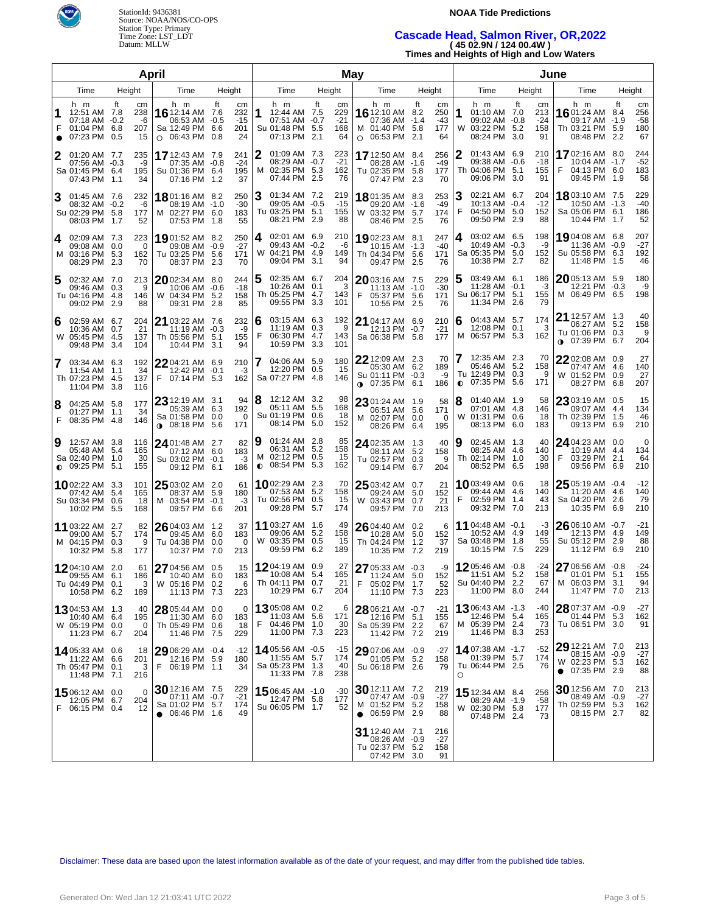StationId: 9436381
Source: NOAA/NOS/CO-OPS
Station Type: Primary
Time Zone: LST_LDT
Datum: MLLW

**NOAA Tide Predictions**

## Cascade Head, Salmon River, OR,2022

**( 45 02.9N / 124 00.4W )**

**Times and Heights of High and Low Waters**

### April

| Day | Time (h m) | Height (ft) | Height (cm) |
|---|---|---|---|
| 1 F ● | 12:51 AM | 7.8 | 238 |
| | 07:18 AM | -0.2 | -6 |
| | 01:04 PM | 6.8 | 207 |
| | 07:23 PM | 0.5 | 15 |
| 2 Sa | 01:20 AM | 7.7 | 235 |
| | 07:56 AM | -0.3 | -9 |
| | 01:45 PM | 6.4 | 195 |
| | 07:43 PM | 1.1 | 34 |
| 3 Su | 01:45 AM | 7.6 | 232 |
| | 08:32 AM | -0.2 | -6 |
| | 02:29 PM | 5.8 | 177 |
| | 08:03 PM | 1.7 | 52 |
| 4 M | 02:09 AM | 7.3 | 223 |
| | 09:08 AM | 0.0 | 0 |
| | 03:16 PM | 5.3 | 162 |
| | 08:29 PM | 2.3 | 70 |
| 5 Tu | 02:32 AM | 7.0 | 213 |
| | 09:46 AM | 0.3 | 9 |
| | 04:16 PM | 4.8 | 146 |
| | 09:02 PM | 2.9 | 88 |
| 6 W | 02:59 AM | 6.7 | 204 |
| | 10:36 AM | 0.7 | 21 |
| | 05:45 PM | 4.5 | 137 |
| | 09:48 PM | 3.4 | 104 |
| 7 Th | 03:34 AM | 6.3 | 192 |
| | 11:54 AM | 1.1 | 34 |
| | 07:23 PM | 4.5 | 137 |
| | 11:04 PM | 3.8 | 116 |
| 8 F | 04:25 AM | 5.8 | 177 |
| | 01:27 PM | 1.1 | 34 |
| | 08:35 PM | 4.8 | 146 |
| 9 Sa ◐ | 12:57 AM | 3.8 | 116 |
| | 05:48 AM | 5.4 | 165 |
| | 02:40 PM | 1.0 | 30 |
| | 09:25 PM | 5.1 | 155 |
| 10 Su | 02:22 AM | 3.3 | 101 |
| | 07:42 AM | 5.4 | 165 |
| | 03:34 PM | 0.6 | 18 |
| | 10:02 PM | 5.5 | 168 |
| 11 M | 03:22 AM | 2.7 | 82 |
| | 09:00 AM | 5.7 | 174 |
| | 04:15 PM | 0.3 | 9 |
| | 10:32 PM | 5.8 | 177 |
| 12 Tu | 04:10 AM | 2.0 | 61 |
| | 09:55 AM | 6.1 | 186 |
| | 04:49 PM | 0.1 | 3 |
| | 10:58 PM | 6.2 | 189 |
| 13 W | 04:53 AM | 1.3 | 40 |
| | 10:40 AM | 6.4 | 195 |
| | 05:19 PM | 0.0 | 0 |
| | 11:23 PM | 6.7 | 204 |
| 14 Th | 05:33 AM | 0.6 | 18 |
| | 11:22 AM | 6.6 | 201 |
| | 05:47 PM | 0.1 | 3 |
| | 11:48 PM | 7.1 | 216 |
| 15 F | 06:12 AM | 0.0 | 0 |
| | 12:05 PM | 6.7 | 204 |
| | 06:15 PM | 0.4 | 12 |
| 16 Sa ○ | 12:14 AM | 7.6 | 232 |
| | 06:53 AM | -0.5 | -15 |
| | 12:49 PM | 6.6 | 201 |
| | 06:43 PM | 0.8 | 24 |
| 17 Su | 12:43 AM | 7.9 | 241 |
| | 07:35 AM | -0.8 | -24 |
| | 01:36 PM | 6.4 | 195 |
| | 07:16 PM | 1.2 | 37 |
| 18 M | 01:16 AM | 8.2 | 250 |
| | 08:19 AM | -1.0 | -30 |
| | 02:27 PM | 6.0 | 183 |
| | 07:53 PM | 1.8 | 55 |
| 19 Tu | 01:52 AM | 8.2 | 250 |
| | 09:08 AM | -0.9 | -27 |
| | 03:25 PM | 5.6 | 171 |
| | 08:37 PM | 2.3 | 70 |
| 20 W | 02:34 AM | 8.0 | 244 |
| | 10:06 AM | -0.6 | -18 |
| | 04:34 PM | 5.2 | 158 |
| | 09:31 PM | 2.8 | 85 |
| 21 Th | 03:22 AM | 7.6 | 232 |
| | 11:19 AM | -0.3 | -9 |
| | 05:56 PM | 5.1 | 155 |
| | 10:44 PM | 3.1 | 94 |
| 22 F | 04:21 AM | 6.9 | 210 |
| | 12:42 PM | -0.1 | -3 |
| | 07:14 PM | 5.3 | 162 |
| 23 Sa ◑ | 12:19 AM | 3.1 | 94 |
| | 05:39 AM | 6.3 | 192 |
| | 01:58 PM | 0.0 | 0 |
| | 08:18 PM | 5.6 | 171 |
| 24 Su | 01:48 AM | 2.7 | 82 |
| | 07:12 AM | 6.0 | 183 |
| | 03:02 PM | -0.1 | -3 |
| | 09:12 PM | 6.1 | 186 |
| 25 M | 03:02 AM | 2.0 | 61 |
| | 08:37 AM | 5.9 | 180 |
| | 03:54 PM | -0.1 | -3 |
| | 09:57 PM | 6.6 | 201 |
| 26 Tu | 04:03 AM | 1.2 | 37 |
| | 09:45 AM | 6.0 | 183 |
| | 04:38 PM | 0.0 | 0 |
| | 10:37 PM | 7.0 | 213 |
| 27 W | 04:56 AM | 0.5 | 15 |
| | 10:40 AM | 6.0 | 183 |
| | 05:16 PM | 0.2 | 6 |
| | 11:13 PM | 7.3 | 223 |
| 28 Th | 05:44 AM | 0.0 | 0 |
| | 11:30 AM | 6.0 | 183 |
| | 05:49 PM | 0.6 | 18 |
| | 11:46 PM | 7.5 | 229 |
| 29 F | 06:29 AM | -0.4 | -12 |
| | 12:16 PM | 5.9 | 180 |
| | 06:19 PM | 1.1 | 34 |
| 30 Sa ● | 12:16 AM | 7.5 | 229 |
| | 07:11 AM | -0.7 | -21 |
| | 01:02 PM | 5.7 | 174 |
| | 06:46 PM | 1.6 | 49 |

### May

| Day | Time (h m) | Height (ft) | Height (cm) |
|---|---|---|---|
| 1 Su | 12:44 AM | 7.5 | 229 |
| | 07:51 AM | -0.7 | -21 |
| | 01:48 PM | 5.5 | 168 |
| | 07:13 PM | 2.1 | 64 |
| 2 M | 01:09 AM | 7.3 | 223 |
| | 08:29 AM | -0.7 | -21 |
| | 02:35 PM | 5.3 | 162 |
| | 07:44 PM | 2.5 | 76 |
| 3 Tu | 01:34 AM | 7.2 | 219 |
| | 09:05 AM | -0.5 | -15 |
| | 03:25 PM | 5.1 | 155 |
| | 08:21 PM | 2.9 | 88 |
| 4 W | 02:01 AM | 6.9 | 210 |
| | 09:43 AM | -0.2 | -6 |
| | 04:21 PM | 4.9 | 149 |
| | 09:04 PM | 3.1 | 94 |
| 5 Th | 02:35 AM | 6.7 | 204 |
| | 10:26 AM | 0.1 | 3 |
| | 05:25 PM | 4.7 | 143 |
| | 09:55 PM | 3.3 | 101 |
| 6 F | 03:15 AM | 6.3 | 192 |
| | 11:19 AM | 0.3 | 9 |
| | 06:30 PM | 4.7 | 143 |
| | 10:59 PM | 3.3 | 101 |
| 7 Sa | 04:06 AM | 5.9 | 180 |
| | 12:20 PM | 0.5 | 15 |
| | 07:27 PM | 4.8 | 146 |
| 8 Su | 12:12 AM | 3.2 | 98 |
| | 05:11 AM | 5.5 | 168 |
| | 01:19 PM | 0.6 | 18 |
| | 08:14 PM | 5.0 | 152 |
| 9 M ◐ | 01:24 AM | 2.8 | 85 |
| | 06:31 AM | 5.2 | 158 |
| | 02:12 PM | 0.5 | 15 |
| | 08:54 PM | 5.3 | 162 |
| 10 Tu | 02:29 AM | 2.3 | 70 |
| | 07:53 AM | 5.2 | 158 |
| | 02:56 PM | 0.5 | 15 |
| | 09:28 PM | 5.7 | 174 |
| 11 W | 03:27 AM | 1.6 | 49 |
| | 09:06 AM | 5.2 | 158 |
| | 03:35 PM | 0.5 | 15 |
| | 09:59 PM | 6.2 | 189 |
| 12 Th | 04:19 AM | 0.9 | 27 |
| | 10:08 AM | 5.4 | 165 |
| | 04:11 PM | 0.7 | 21 |
| | 10:29 PM | 6.7 | 204 |
| 13 F | 05:08 AM | 0.2 | 6 |
| | 11:03 AM | 5.6 | 171 |
| | 04:46 PM | 1.0 | 30 |
| | 11:00 PM | 7.3 | 223 |
| 14 Sa | 05:56 AM | -0.5 | -15 |
| | 11:55 AM | 5.7 | 174 |
| | 05:23 PM | 1.3 | 40 |
| | 11:33 PM | 7.8 | 238 |
| 15 Su | 06:45 AM | -1.0 | -30 |
| | 12:47 PM | 5.8 | 177 |
| | 06:05 PM | 1.7 | 52 |
| 16 M ○ | 12:10 AM | 8.2 | 250 |
| | 07:36 AM | -1.4 | -43 |
| | 01:40 PM | 5.8 | 177 |
| | 06:53 PM | 2.1 | 64 |
| 17 Tu | 12:50 AM | 8.4 | 256 |
| | 08:28 AM | -1.6 | -49 |
| | 02:35 PM | 5.8 | 177 |
| | 07:47 PM | 2.3 | 70 |
| 18 W | 01:35 AM | 8.3 | 253 |
| | 09:20 AM | -1.6 | -49 |
| | 03:32 PM | 5.7 | 174 |
| | 08:46 PM | 2.5 | 76 |
| 19 Th | 02:23 AM | 8.1 | 247 |
| | 10:15 AM | -1.3 | -40 |
| | 04:34 PM | 5.6 | 171 |
| | 09:47 PM | 2.5 | 76 |
| 20 F | 03:16 AM | 7.5 | 229 |
| | 11:13 AM | -1.0 | -30 |
| | 05:37 PM | 5.6 | 171 |
| | 10:55 PM | 2.5 | 76 |
| 21 Sa | 04:17 AM | 6.9 | 210 |
| | 12:13 PM | -0.7 | -21 |
| | 06:38 PM | 5.8 | 177 |
| 22 Su ◑ | 12:09 AM | 2.3 | 70 |
| | 05:30 AM | 6.2 | 189 |
| | 01:11 PM | -0.3 | -9 |
| | 07:35 PM | 6.1 | 186 |
| 23 M | 01:24 AM | 1.9 | 58 |
| | 06:51 AM | 5.6 | 171 |
| | 02:07 PM | 0.0 | 0 |
| | 08:26 PM | 6.4 | 195 |
| 24 Tu | 02:35 AM | 1.3 | 40 |
| | 08:11 AM | 5.2 | 158 |
| | 02:57 PM | 0.3 | 9 |
| | 09:14 PM | 6.7 | 204 |
| 25 W | 03:42 AM | 0.7 | 21 |
| | 09:24 AM | 5.0 | 152 |
| | 03:43 PM | 0.7 | 21 |
| | 09:57 PM | 7.0 | 213 |
| 26 Th | 04:40 AM | 0.2 | 6 |
| | 10:28 AM | 5.0 | 152 |
| | 04:24 PM | 1.2 | 37 |
| | 10:35 PM | 7.2 | 219 |
| 27 F | 05:33 AM | -0.3 | -9 |
| | 11:24 AM | 5.0 | 152 |
| | 05:02 PM | 1.7 | 52 |
| | 11:10 PM | 7.3 | 223 |
| 28 Sa | 06:21 AM | -0.7 | -21 |
| | 12:16 PM | 5.1 | 155 |
| | 05:39 PM | 2.2 | 67 |
| | 11:42 PM | 7.2 | 219 |
| 29 Su | 07:06 AM | -0.9 | -27 |
| | 01:05 PM | 5.2 | 158 |
| | 06:18 PM | 2.6 | 79 |
| 30 M ● | 12:11 AM | 7.2 | 219 |
| | 07:47 AM | -0.9 | -27 |
| | 01:52 PM | 5.2 | 158 |
| | 06:59 PM | 2.9 | 88 |
| 31 Tu | 12:40 AM | 7.1 | 216 |
| | 08:26 AM | -0.9 | -27 |
| | 02:37 PM | 5.2 | 158 |
| | 07:42 PM | 3.0 | 91 |

### June

| Day | Time (h m) | Height (ft) | Height (cm) |
|---|---|---|---|
| 1 W | 01:10 AM | 7.0 | 213 |
| | 09:02 AM | -0.8 | -24 |
| | 03:22 PM | 5.2 | 158 |
| | 08:24 PM | 3.0 | 91 |
| 2 Th | 01:43 AM | 6.9 | 210 |
| | 09:38 AM | -0.6 | -18 |
| | 04:06 PM | 5.1 | 155 |
| | 09:06 PM | 3.0 | 91 |
| 3 F | 02:21 AM | 6.7 | 204 |
| | 10:13 AM | -0.4 | -12 |
| | 04:50 PM | 5.0 | 152 |
| | 09:50 PM | 2.9 | 88 |
| 4 Sa | 03:02 AM | 6.5 | 198 |
| | 10:49 AM | -0.3 | -9 |
| | 05:35 PM | 5.0 | 152 |
| | 10:38 PM | 2.7 | 82 |
| 5 Su | 03:49 AM | 6.1 | 186 |
| | 11:28 AM | -0.1 | -3 |
| | 06:17 PM | 5.1 | 155 |
| | 11:34 PM | 2.6 | 79 |
| 6 M | 04:43 AM | 5.7 | 174 |
| | 12:08 PM | 0.1 | 3 |
| | 06:57 PM | 5.3 | 162 |
| 7 Tu ◐ | 12:35 AM | 2.3 | 70 |
| | 05:46 AM | 5.2 | 158 |
| | 12:49 PM | 0.3 | 9 |
| | 07:35 PM | 5.6 | 171 |
| 8 W | 01:40 AM | 1.9 | 58 |
| | 07:01 AM | 4.8 | 146 |
| | 01:31 PM | 0.6 | 18 |
| | 08:13 PM | 6.0 | 183 |
| 9 Th | 02:45 AM | 1.3 | 40 |
| | 08:25 AM | 4.6 | 140 |
| | 02:14 PM | 1.0 | 30 |
| | 08:52 PM | 6.5 | 198 |
| 10 F | 03:49 AM | 0.6 | 18 |
| | 09:44 AM | 4.6 | 140 |
| | 02:59 PM | 1.4 | 43 |
| | 09:32 PM | 7.0 | 213 |
| 11 Sa | 04:48 AM | -0.1 | -3 |
| | 10:52 AM | 4.9 | 149 |
| | 03:48 PM | 1.8 | 55 |
| | 10:15 PM | 7.5 | 229 |
| 12 Su | 05:46 AM | -0.8 | -24 |
| | 11:51 AM | 5.2 | 158 |
| | 04:40 PM | 2.2 | 67 |
| | 11:00 PM | 8.0 | 244 |
| 13 M | 06:43 AM | -1.3 | -40 |
| | 12:46 PM | 5.4 | 165 |
| | 05:39 PM | 2.4 | 73 |
| | 11:46 PM | 8.3 | 253 |
| 14 Tu ○ | 07:38 AM | -1.7 | -52 |
| | 01:39 PM | 5.7 | 174 |
| | 06:44 PM | 2.5 | 76 |
| 15 W | 12:34 AM | 8.4 | 256 |
| | 08:29 AM | -1.9 | -58 |
| | 02:30 PM | 5.8 | 177 |
| | 07:48 PM | 2.4 | 73 |
| 16 Th | 01:24 AM | 8.4 | 256 |
| | 09:17 AM | -1.9 | -58 |
| | 03:21 PM | 5.9 | 180 |
| | 08:48 PM | 2.2 | 67 |
| 17 F | 02:16 AM | 8.0 | 244 |
| | 10:04 AM | -1.7 | -52 |
| | 04:13 PM | 6.0 | 183 |
| | 09:45 PM | 1.9 | 58 |
| 18 Sa | 03:10 AM | 7.5 | 229 |
| | 10:50 AM | -1.3 | -40 |
| | 05:06 PM | 6.1 | 186 |
| | 10:44 PM | 1.7 | 52 |
| 19 Su | 04:08 AM | 6.8 | 207 |
| | 11:36 AM | -0.9 | -27 |
| | 05:58 PM | 6.3 | 192 |
| | 11:48 PM | 1.5 | 46 |
| 20 M | 05:13 AM | 5.9 | 180 |
| | 12:21 PM | -0.3 | -9 |
| | 06:49 PM | 6.5 | 198 |
| 21 Tu ◑ | 12:57 AM | 1.3 | 40 |
| | 06:27 AM | 5.2 | 158 |
| | 01:06 PM | 0.3 | 9 |
| | 07:39 PM | 6.7 | 204 |
| 22 W | 02:08 AM | 0.9 | 27 |
| | 07:47 AM | 4.6 | 140 |
| | 01:52 PM | 0.9 | 27 |
| | 08:27 PM | 6.8 | 207 |
| 23 Th | 03:19 AM | 0.5 | 15 |
| | 09:07 AM | 4.4 | 134 |
| | 02:39 PM | 1.5 | 46 |
| | 09:13 PM | 6.9 | 210 |
| 24 F | 04:23 AM | 0.0 | 0 |
| | 10:19 AM | 4.4 | 134 |
| | 03:29 PM | 2.1 | 64 |
| | 09:56 PM | 6.9 | 210 |
| 25 Sa | 05:19 AM | -0.4 | -12 |
| | 11:20 AM | 4.6 | 140 |
| | 04:20 PM | 2.6 | 79 |
| | 10:35 PM | 6.9 | 210 |
| 26 Su | 06:10 AM | -0.7 | -21 |
| | 12:13 PM | 4.9 | 149 |
| | 05:12 PM | 2.9 | 88 |
| | 11:12 PM | 6.9 | 210 |
| 27 M | 06:56 AM | -0.8 | -24 |
| | 01:01 PM | 5.1 | 155 |
| | 06:03 PM | 3.1 | 94 |
| | 11:47 PM | 7.0 | 213 |
| 28 Tu | 07:37 AM | -0.9 | -27 |
| | 01:44 PM | 5.3 | 162 |
| | 06:51 PM | 3.0 | 91 |
| 29 W ● | 12:21 AM | 7.0 | 213 |
| | 08:15 AM | -0.9 | -27 |
| | 02:23 PM | 5.3 | 162 |
| | 07:35 PM | 2.9 | 88 |
| 30 Th | 12:56 AM | 7.0 | 213 |
| | 08:49 AM | -0.9 | -27 |
| | 02:59 PM | 5.3 | 162 |
| | 08:15 PM | 2.7 | 82 |

Disclaimer: These data are based upon the latest information available as of the date of your request, and may differ from the published tide tables.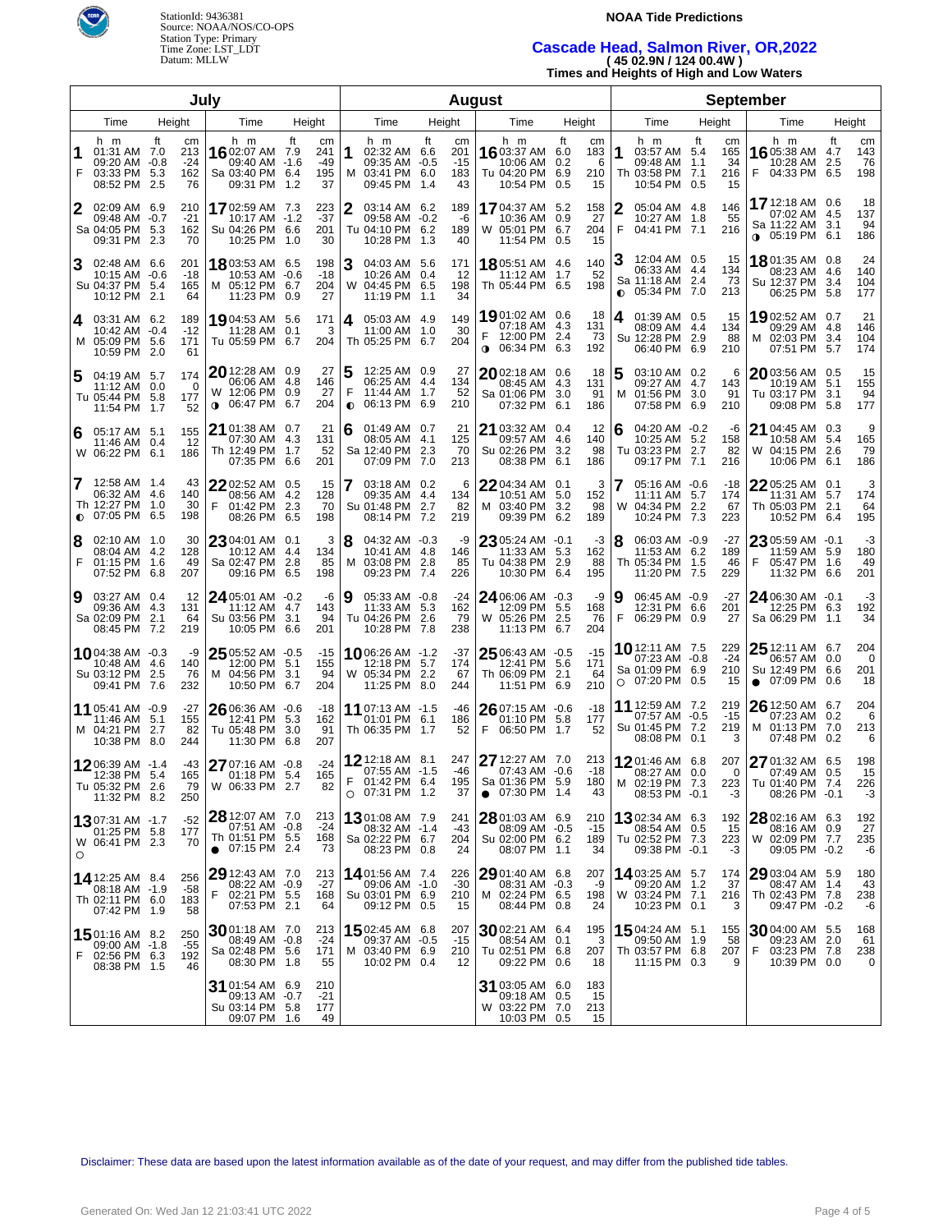StationId: 9436381
Source: NOAA/NOS/CO-OPS
Station Type: Primary
Time Zone: LST_LDT
Datum: MLLW

**NOAA Tide Predictions**

## Cascade Head, Salmon River, OR,2022

**( 45 02.9N / 124 00.4W )**

**Times and Heights of High and Low Waters**

### July

| Day | Time | Height (ft) | Height (cm) |
|---|---|---|---|
| 1 F | 01:31 AM | 7.0 | 213 |
| | 09:20 AM | -0.8 | -24 |
| | 03:33 PM | 5.3 | 162 |
| | 08:52 PM | 2.5 | 76 |
| 2 Sa | 02:09 AM | 6.9 | 210 |
| | 09:48 AM | -0.7 | -21 |
| | 04:05 PM | 5.3 | 162 |
| | 09:31 PM | 2.3 | 70 |
| 3 Su | 02:48 AM | 6.6 | 201 |
| | 10:15 AM | -0.6 | -18 |
| | 04:37 PM | 5.4 | 165 |
| | 10:12 PM | 2.1 | 64 |
| 4 M | 03:31 AM | 6.2 | 189 |
| | 10:42 AM | -0.4 | -12 |
| | 05:09 PM | 5.6 | 171 |
| | 10:59 PM | 2.0 | 61 |
| 5 Tu | 04:19 AM | 5.7 | 174 |
| | 11:12 AM | 0.0 | 0 |
| | 05:44 PM | 5.8 | 177 |
| | 11:54 PM | 1.7 | 52 |
| 6 W | 05:17 AM | 5.1 | 155 |
| | 11:46 AM | 0.4 | 12 |
| | 06:22 PM | 6.1 | 186 |
| 7 Th ◐ | 12:58 AM | 1.4 | 43 |
| | 06:32 AM | 4.6 | 140 |
| | 12:27 PM | 1.0 | 30 |
| | 07:05 PM | 6.5 | 198 |
| 8 F | 02:10 AM | 1.0 | 30 |
| | 08:04 AM | 4.2 | 128 |
| | 01:15 PM | 1.6 | 49 |
| | 07:52 PM | 6.8 | 207 |
| 9 Sa | 03:27 AM | 0.4 | 12 |
| | 09:36 AM | 4.3 | 131 |
| | 02:09 PM | 2.1 | 64 |
| | 08:45 PM | 7.2 | 219 |
| 10 Su | 04:38 AM | -0.3 | -9 |
| | 10:48 AM | 4.6 | 140 |
| | 03:12 PM | 2.5 | 76 |
| | 09:41 PM | 7.6 | 232 |
| 11 M | 05:41 AM | -0.9 | -27 |
| | 11:46 AM | 5.1 | 155 |
| | 04:21 PM | 2.7 | 82 |
| | 10:38 PM | 8.0 | 244 |
| 12 Tu | 06:39 AM | -1.4 | -43 |
| | 12:38 PM | 5.4 | 165 |
| | 05:32 PM | 2.6 | 79 |
| | 11:32 PM | 8.2 | 250 |
| 13 W ○ | 07:31 AM | -1.7 | -52 |
| | 01:25 PM | 5.8 | 177 |
| | 06:41 PM | 2.3 | 70 |
| 14 Th | 12:25 AM | 8.4 | 256 |
| | 08:18 AM | -1.9 | -58 |
| | 02:11 PM | 6.0 | 183 |
| | 07:42 PM | 1.9 | 58 |
| 15 F | 01:16 AM | 8.2 | 250 |
| | 09:00 AM | -1.8 | -55 |
| | 02:56 PM | 6.3 | 192 |
| | 08:38 PM | 1.5 | 46 |
| 16 Sa | 02:07 AM | 7.9 | 241 |
| | 09:40 AM | -1.6 | -49 |
| | 03:40 PM | 6.4 | 195 |
| | 09:31 PM | 1.2 | 37 |
| 17 Su | 02:59 AM | 7.3 | 223 |
| | 10:17 AM | -1.2 | -37 |
| | 04:26 PM | 6.6 | 201 |
| | 10:25 PM | 1.0 | 30 |
| 18 M | 03:53 AM | 6.5 | 198 |
| | 10:53 AM | -0.6 | -18 |
| | 05:12 PM | 6.7 | 204 |
| | 11:23 PM | 0.9 | 27 |
| 19 Tu | 04:53 AM | 5.6 | 171 |
| | 11:28 AM | 0.1 | 3 |
| | 05:59 PM | 6.7 | 204 |
| 20 W ◑ | 12:28 AM | 0.9 | 27 |
| | 06:06 AM | 4.8 | 146 |
| | 12:06 PM | 0.9 | 27 |
| | 06:47 PM | 6.7 | 204 |
| 21 Th | 01:38 AM | 0.7 | 21 |
| | 07:30 AM | 4.3 | 131 |
| | 12:49 PM | 1.7 | 52 |
| | 07:35 PM | 6.6 | 201 |
| 22 F | 02:52 AM | 0.5 | 15 |
| | 08:56 AM | 4.2 | 128 |
| | 01:42 PM | 2.3 | 70 |
| | 08:26 PM | 6.5 | 198 |
| 23 Sa | 04:01 AM | 0.1 | 3 |
| | 10:12 AM | 4.4 | 134 |
| | 02:47 PM | 2.8 | 85 |
| | 09:16 PM | 6.5 | 198 |
| 24 Su | 05:01 AM | -0.2 | -6 |
| | 11:12 AM | 4.7 | 143 |
| | 03:56 PM | 3.1 | 94 |
| | 10:05 PM | 6.6 | 201 |
| 25 M | 05:52 AM | -0.5 | -15 |
| | 12:00 PM | 5.1 | 155 |
| | 04:56 PM | 3.1 | 94 |
| | 10:50 PM | 6.7 | 204 |
| 26 Tu | 06:36 AM | -0.6 | -18 |
| | 12:41 PM | 5.3 | 162 |
| | 05:48 PM | 3.0 | 91 |
| | 11:30 PM | 6.8 | 207 |
| 27 W | 07:16 AM | -0.8 | -24 |
| | 01:18 PM | 5.4 | 165 |
| | 06:33 PM | 2.7 | 82 |
| 28 Th ● | 12:07 AM | 7.0 | 213 |
| | 07:51 AM | -0.8 | -24 |
| | 01:51 PM | 5.5 | 168 |
| | 07:15 PM | 2.4 | 73 |
| 29 F | 12:43 AM | 7.0 | 213 |
| | 08:22 AM | -0.9 | -27 |
| | 02:21 PM | 5.5 | 168 |
| | 07:53 PM | 2.1 | 64 |
| 30 Sa | 01:18 AM | 7.0 | 213 |
| | 08:49 AM | -0.8 | -24 |
| | 02:48 PM | 5.6 | 171 |
| | 08:30 PM | 1.8 | 55 |
| 31 Su | 01:54 AM | 6.9 | 210 |
| | 09:13 AM | -0.7 | -21 |
| | 03:14 PM | 5.8 | 177 |
| | 09:07 PM | 1.6 | 49 |

### August

| Day | Time | Height (ft) | Height (cm) |
|---|---|---|---|
| 1 M | 02:32 AM | 6.6 | 201 |
| | 09:35 AM | -0.5 | -15 |
| | 03:41 PM | 6.0 | 183 |
| | 09:45 PM | 1.4 | 43 |
| 2 Tu | 03:14 AM | 6.2 | 189 |
| | 09:58 AM | -0.2 | -6 |
| | 04:10 PM | 6.2 | 189 |
| | 10:28 PM | 1.3 | 40 |
| 3 W | 04:03 AM | 5.6 | 171 |
| | 10:26 AM | 0.4 | 12 |
| | 04:45 PM | 6.5 | 198 |
| | 11:19 PM | 1.1 | 34 |
| 4 Th | 05:03 AM | 4.9 | 149 |
| | 11:00 AM | 1.0 | 30 |
| | 05:25 PM | 6.7 | 204 |
| 5 F ◐ | 12:25 AM | 0.9 | 27 |
| | 06:25 AM | 4.4 | 134 |
| | 11:44 AM | 1.7 | 52 |
| | 06:13 PM | 6.9 | 210 |
| 6 Sa | 01:49 AM | 0.7 | 21 |
| | 08:05 AM | 4.1 | 125 |
| | 12:40 PM | 2.3 | 70 |
| | 07:09 PM | 7.0 | 213 |
| 7 Su | 03:18 AM | 0.2 | 6 |
| | 09:35 AM | 4.4 | 134 |
| | 01:48 PM | 2.7 | 82 |
| | 08:14 PM | 7.2 | 219 |
| 8 M | 04:32 AM | -0.3 | -9 |
| | 10:41 AM | 4.8 | 146 |
| | 03:08 PM | 2.8 | 85 |
| | 09:23 PM | 7.4 | 226 |
| 9 Tu | 05:33 AM | -0.8 | -24 |
| | 11:33 AM | 5.3 | 162 |
| | 04:26 PM | 2.6 | 79 |
| | 10:28 PM | 7.8 | 238 |
| 10 W | 06:26 AM | -1.2 | -37 |
| | 12:18 PM | 5.7 | 174 |
| | 05:34 PM | 2.2 | 67 |
| | 11:25 PM | 8.0 | 244 |
| 11 Th | 07:13 AM | -1.5 | -46 |
| | 01:01 PM | 6.1 | 186 |
| | 06:35 PM | 1.7 | 52 |
| 12 F ○ | 12:18 AM | 8.1 | 247 |
| | 07:55 AM | -1.5 | -46 |
| | 01:42 PM | 6.4 | 195 |
| | 07:31 PM | 1.2 | 37 |
| 13 Sa | 01:08 AM | 7.9 | 241 |
| | 08:32 AM | -1.4 | -43 |
| | 02:22 PM | 6.7 | 204 |
| | 08:23 PM | 0.8 | 24 |
| 14 Su | 01:56 AM | 7.4 | 226 |
| | 09:06 AM | -1.0 | -30 |
| | 03:01 PM | 6.9 | 210 |
| | 09:12 PM | 0.5 | 15 |
| 15 M | 02:45 AM | 6.8 | 207 |
| | 09:37 AM | -0.5 | -15 |
| | 03:40 PM | 6.9 | 210 |
| | 10:02 PM | 0.4 | 12 |
| 16 Tu | 03:37 AM | 6.0 | 183 |
| | 10:06 AM | 0.2 | 6 |
| | 04:20 PM | 6.9 | 210 |
| | 10:54 PM | 0.5 | 15 |
| 17 W | 04:37 AM | 5.2 | 158 |
| | 10:36 AM | 0.9 | 27 |
| | 05:01 PM | 6.7 | 204 |
| | 11:54 PM | 0.5 | 15 |
| 18 Th | 05:51 AM | 4.6 | 140 |
| | 11:12 AM | 1.7 | 52 |
| | 05:44 PM | 6.5 | 198 |
| 19 F ◑ | 01:02 AM | 0.6 | 18 |
| | 07:18 AM | 4.3 | 131 |
| | 12:00 PM | 2.4 | 73 |
| | 06:34 PM | 6.3 | 192 |
| 20 Sa | 02:18 AM | 0.6 | 18 |
| | 08:45 AM | 4.3 | 131 |
| | 01:06 PM | 3.0 | 91 |
| | 07:32 PM | 6.1 | 186 |
| 21 Su | 03:32 AM | 0.4 | 12 |
| | 09:57 AM | 4.6 | 140 |
| | 02:26 PM | 3.2 | 98 |
| | 08:38 PM | 6.1 | 186 |
| 22 M | 04:34 AM | 0.1 | 3 |
| | 10:51 AM | 5.0 | 152 |
| | 03:40 PM | 3.2 | 98 |
| | 09:39 PM | 6.2 | 189 |
| 23 Tu | 05:24 AM | -0.1 | -3 |
| | 11:33 AM | 5.3 | 162 |
| | 04:38 PM | 2.9 | 88 |
| | 10:30 PM | 6.4 | 195 |
| 24 W | 06:06 AM | -0.3 | -9 |
| | 12:09 PM | 5.5 | 168 |
| | 05:26 PM | 2.5 | 76 |
| | 11:13 PM | 6.7 | 204 |
| 25 Th | 06:43 AM | -0.5 | -15 |
| | 12:41 PM | 5.6 | 171 |
| | 06:09 PM | 2.1 | 64 |
| | 11:51 PM | 6.9 | 210 |
| 26 F | 07:15 AM | -0.6 | -18 |
| | 01:10 PM | 5.8 | 177 |
| | 06:50 PM | 1.7 | 52 |
| 27 Sa ● | 12:27 AM | 7.0 | 213 |
| | 07:43 AM | -0.6 | -18 |
| | 01:36 PM | 5.9 | 180 |
| | 07:30 PM | 1.4 | 43 |
| 28 Su | 01:03 AM | 6.9 | 210 |
| | 08:09 AM | -0.5 | -15 |
| | 02:00 PM | 6.2 | 189 |
| | 08:07 PM | 1.1 | 34 |
| 29 M | 01:40 AM | 6.8 | 207 |
| | 08:31 AM | -0.3 | -9 |
| | 02:24 PM | 6.5 | 198 |
| | 08:44 PM | 0.8 | 24 |
| 30 Tu | 02:21 AM | 6.4 | 195 |
| | 08:54 AM | 0.1 | 3 |
| | 02:51 PM | 6.8 | 207 |
| | 09:22 PM | 0.6 | 18 |
| 31 W | 03:05 AM | 6.0 | 183 |
| | 09:18 AM | 0.5 | 15 |
| | 03:22 PM | 7.0 | 213 |
| | 10:03 PM | 0.5 | 15 |

### September

| Day | Time | Height (ft) | Height (cm) |
|---|---|---|---|
| 1 Th | 03:57 AM | 5.4 | 165 |
| | 09:48 AM | 1.1 | 34 |
| | 03:58 PM | 7.1 | 216 |
| | 10:54 PM | 0.5 | 15 |
| 2 F | 05:04 AM | 4.8 | 146 |
| | 10:27 AM | 1.8 | 55 |
| | 04:41 PM | 7.1 | 216 |
| 3 Sa ◐ | 12:04 AM | 0.5 | 15 |
| | 06:33 AM | 4.4 | 134 |
| | 11:18 AM | 2.4 | 73 |
| | 05:34 PM | 7.0 | 213 |
| 4 Su | 01:39 AM | 0.5 | 15 |
| | 08:09 AM | 4.4 | 134 |
| | 12:28 PM | 2.9 | 88 |
| | 06:40 PM | 6.9 | 210 |
| 5 M | 03:10 AM | 0.2 | 6 |
| | 09:27 AM | 4.7 | 143 |
| | 01:56 PM | 3.0 | 91 |
| | 07:58 PM | 6.9 | 210 |
| 6 Tu | 04:20 AM | -0.2 | -6 |
| | 10:25 AM | 5.2 | 158 |
| | 03:23 PM | 2.7 | 82 |
| | 09:17 PM | 7.1 | 216 |
| 7 W | 05:16 AM | -0.6 | -18 |
| | 11:11 AM | 5.7 | 174 |
| | 04:34 PM | 2.2 | 67 |
| | 10:24 PM | 7.3 | 223 |
| 8 Th | 06:03 AM | -0.9 | -27 |
| | 11:53 AM | 6.2 | 189 |
| | 05:34 PM | 1.5 | 46 |
| | 11:20 PM | 7.5 | 229 |
| 9 F | 06:45 AM | -0.9 | -27 |
| | 12:31 PM | 6.6 | 201 |
| | 06:29 PM | 0.9 | 27 |
| 10 Sa ○ | 12:11 AM | 7.5 | 229 |
| | 07:23 AM | -0.8 | -24 |
| | 01:09 PM | 6.9 | 210 |
| | 07:20 PM | 0.5 | 15 |
| 11 Su | 12:59 AM | 7.2 | 219 |
| | 07:57 AM | -0.5 | -15 |
| | 01:45 PM | 7.2 | 219 |
| | 08:08 PM | 0.1 | 3 |
| 12 M | 01:46 AM | 6.8 | 207 |
| | 08:27 AM | 0.0 | 0 |
| | 02:19 PM | 7.3 | 223 |
| | 08:53 PM | -0.1 | -3 |
| 13 Tu | 02:34 AM | 6.3 | 192 |
| | 08:54 AM | 0.5 | 15 |
| | 02:52 PM | 7.3 | 223 |
| | 09:38 PM | -0.1 | -3 |
| 14 W | 03:25 AM | 5.7 | 174 |
| | 09:20 AM | 1.2 | 37 |
| | 03:24 PM | 7.1 | 216 |
| | 10:23 PM | 0.1 | 3 |
| 15 Th | 04:24 AM | 5.1 | 155 |
| | 09:50 AM | 1.9 | 58 |
| | 03:57 PM | 6.8 | 207 |
| | 11:15 PM | 0.3 | 9 |
| 16 F | 05:38 AM | 4.7 | 143 |
| | 10:28 AM | 2.5 | 76 |
| | 04:33 PM | 6.5 | 198 |
| 17 Sa ◑ | 12:18 AM | 0.6 | 18 |
| | 07:02 AM | 4.5 | 137 |
| | 11:22 AM | 3.1 | 94 |
| | 05:19 PM | 6.1 | 186 |
| 18 Su | 01:35 AM | 0.8 | 24 |
| | 08:23 AM | 4.6 | 140 |
| | 12:37 PM | 3.4 | 104 |
| | 06:25 PM | 5.8 | 177 |
| 19 M | 02:52 AM | 0.7 | 21 |
| | 09:29 AM | 4.8 | 146 |
| | 02:03 PM | 3.4 | 104 |
| | 07:51 PM | 5.7 | 174 |
| 20 Tu | 03:56 AM | 0.5 | 15 |
| | 10:19 AM | 5.1 | 155 |
| | 03:17 PM | 3.1 | 94 |
| | 09:08 PM | 5.8 | 177 |
| 21 W | 04:45 AM | 0.3 | 9 |
| | 10:58 AM | 5.4 | 165 |
| | 04:15 PM | 2.6 | 79 |
| | 10:06 PM | 6.1 | 186 |
| 22 Th | 05:25 AM | 0.1 | 3 |
| | 11:31 AM | 5.7 | 174 |
| | 05:03 PM | 2.1 | 64 |
| | 10:52 PM | 6.4 | 195 |
| 23 F | 05:59 AM | -0.1 | -3 |
| | 11:59 AM | 5.9 | 180 |
| | 05:47 PM | 1.6 | 49 |
| | 11:32 PM | 6.6 | 201 |
| 24 Sa | 06:30 AM | -0.1 | -3 |
| | 12:25 PM | 6.3 | 192 |
| | 06:29 PM | 1.1 | 34 |
| 25 Su ● | 12:11 AM | 6.7 | 204 |
| | 06:57 AM | 0.0 | 0 |
| | 12:49 PM | 6.6 | 201 |
| | 07:09 PM | 0.6 | 18 |
| 26 M | 12:50 AM | 6.7 | 204 |
| | 07:23 AM | 0.2 | 6 |
| | 01:13 PM | 7.0 | 213 |
| | 07:48 PM | 0.2 | 6 |
| 27 Tu | 01:32 AM | 6.5 | 198 |
| | 07:49 AM | 0.5 | 15 |
| | 01:40 PM | 7.4 | 226 |
| | 08:26 PM | -0.1 | -3 |
| 28 W | 02:16 AM | 6.3 | 192 |
| | 08:16 AM | 0.9 | 27 |
| | 02:09 PM | 7.7 | 235 |
| | 09:05 PM | -0.2 | -6 |
| 29 Th | 03:04 AM | 5.9 | 180 |
| | 08:47 AM | 1.4 | 43 |
| | 02:43 PM | 7.8 | 238 |
| | 09:47 PM | -0.2 | -6 |
| 30 F | 04:00 AM | 5.5 | 168 |
| | 09:23 AM | 2.0 | 61 |
| | 03:23 PM | 7.8 | 238 |
| | 10:39 PM | 0.0 | 0 |

Disclaimer: These data are based upon the latest information available as of the date of your request, and may differ from the published tide tables.

Generated On: Wed Jan 12 21:03:41 UTC 2022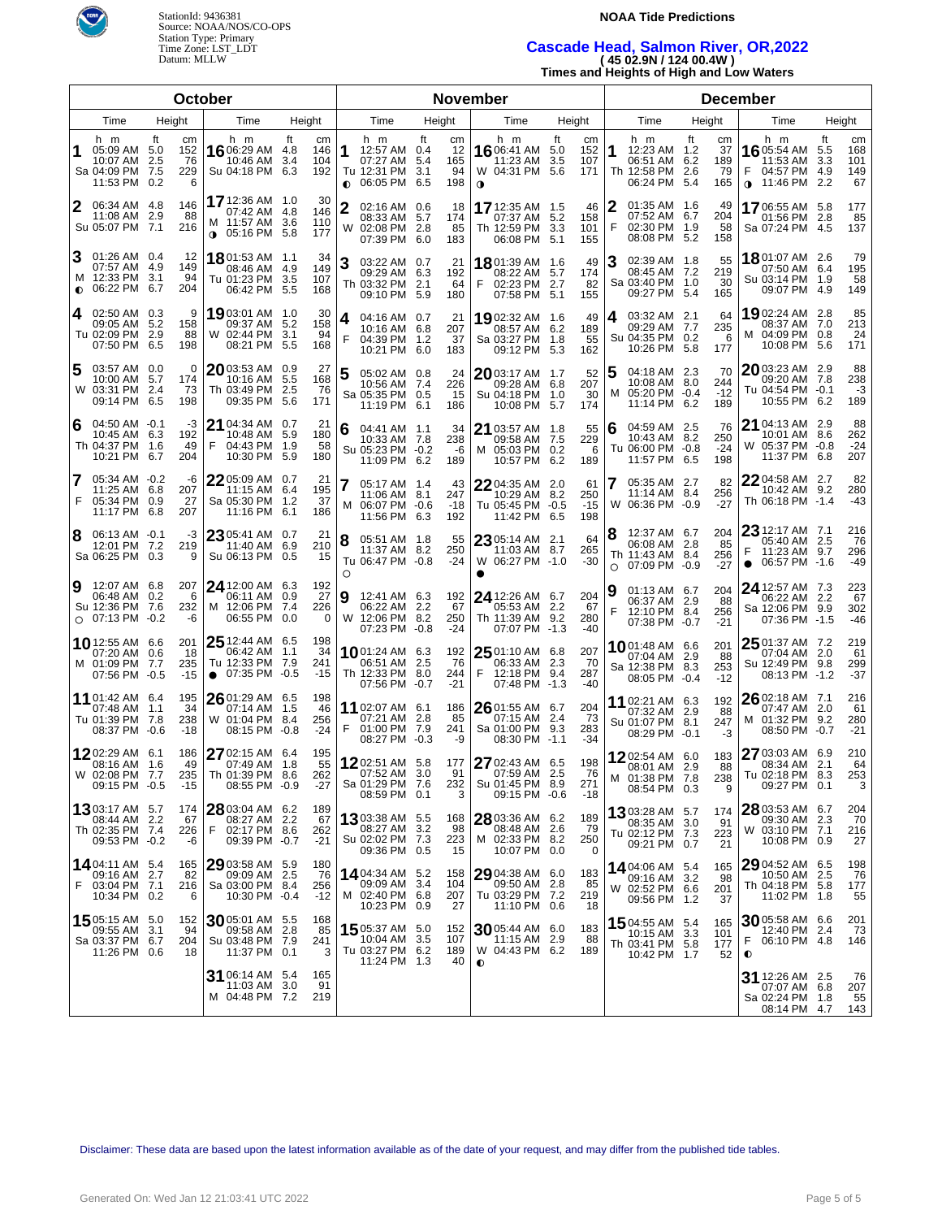StationId: 9436381
Source: NOAA/NOS/CO-OPS
Station Type: Primary
Time Zone: LST_LDT
Datum: MLLW

**NOAA Tide Predictions**

# Cascade Head, Salmon River, OR,2022

**( 45 02.9N / 124 00.4W )**

**Times and Heights of High and Low Waters**

## October

| Day | Time | Height (ft) | Height (cm) |
|---|---|---|---|
| 1 Sa | 05:09 AM | 5.0 | 152 |
| | 10:07 AM | 2.5 | 76 |
| | 04:09 PM | 7.5 | 229 |
| | 11:53 PM | 0.2 | 6 |
| 2 Su | 06:34 AM | 4.8 | 146 |
| | 11:08 AM | 2.9 | 88 |
| | 05:07 PM | 7.1 | 216 |
| 3 M | 01:26 AM | 0.4 | 12 |
| | 07:57 AM | 4.9 | 149 |
| | 12:33 PM | 3.1 | 94 |
| | 06:22 PM | 6.7 | 204 |
| 4 Tu | 02:50 AM | 0.3 | 9 |
| | 09:05 AM | 5.2 | 158 |
| | 02:09 PM | 2.9 | 88 |
| | 07:50 PM | 6.5 | 198 |
| 5 W | 03:57 AM | 0.0 | 0 |
| | 10:00 AM | 5.7 | 174 |
| | 03:31 PM | 2.4 | 73 |
| | 09:14 PM | 6.5 | 198 |
| 6 Th | 04:50 AM | -0.1 | -3 |
| | 10:45 AM | 6.3 | 192 |
| | 04:37 PM | 1.6 | 49 |
| | 10:21 PM | 6.7 | 204 |
| 7 F | 05:34 AM | -0.2 | -6 |
| | 11:25 AM | 6.8 | 207 |
| | 05:34 PM | 0.9 | 27 |
| | 11:17 PM | 6.8 | 207 |
| 8 Sa | 06:13 AM | -0.1 | -3 |
| | 12:01 PM | 7.2 | 219 |
| | 06:25 PM | 0.3 | 9 |
| 9 Su | 12:07 AM | 6.8 | 207 |
| | 06:48 AM | 0.2 | 6 |
| | 12:36 PM | 7.6 | 232 |
| | 07:13 PM | -0.2 | -6 |
| 10 M | 12:55 AM | 6.6 | 201 |
| | 07:20 AM | 0.6 | 18 |
| | 01:09 PM | 7.7 | 235 |
| | 07:56 PM | -0.5 | -15 |
| 11 Tu | 01:42 AM | 6.4 | 195 |
| | 07:48 AM | 1.1 | 34 |
| | 01:39 PM | 7.8 | 238 |
| | 08:37 PM | -0.6 | -18 |
| 12 W | 02:29 AM | 6.1 | 186 |
| | 08:16 AM | 1.6 | 49 |
| | 02:08 PM | 7.7 | 235 |
| | 09:15 PM | -0.5 | -15 |
| 13 Th | 03:17 AM | 5.7 | 174 |
| | 08:44 AM | 2.2 | 67 |
| | 02:35 PM | 7.4 | 226 |
| | 09:53 PM | -0.2 | -6 |
| 14 F | 04:11 AM | 5.4 | 165 |
| | 09:16 AM | 2.7 | 82 |
| | 03:04 PM | 7.1 | 216 |
| | 10:34 PM | 0.2 | 6 |
| 15 Sa | 05:15 AM | 5.0 | 152 |
| | 09:55 AM | 3.1 | 94 |
| | 03:37 PM | 6.7 | 204 |
| | 11:26 PM | 0.6 | 18 |
| 16 Su | 06:29 AM | 4.8 | 146 |
| | 10:46 AM | 3.4 | 104 |
| | 04:18 PM | 6.3 | 192 |
| 17 M | 12:36 AM | 1.0 | 30 |
| | 07:42 AM | 4.8 | 146 |
| | 11:57 AM | 3.6 | 110 |
| | 05:16 PM | 5.8 | 177 |
| 18 Tu | 01:53 AM | 1.1 | 34 |
| | 08:46 AM | 4.9 | 149 |
| | 01:23 PM | 3.5 | 107 |
| | 06:42 PM | 5.5 | 168 |
| 19 W | 03:01 AM | 1.0 | 30 |
| | 09:37 AM | 5.2 | 158 |
| | 02:44 PM | 3.1 | 94 |
| | 08:21 PM | 5.5 | 168 |
| 20 Th | 03:53 AM | 0.9 | 27 |
| | 10:16 AM | 5.5 | 168 |
| | 03:49 PM | 2.5 | 76 |
| | 09:35 PM | 5.6 | 171 |
| 21 F | 04:34 AM | 0.7 | 21 |
| | 10:48 AM | 5.9 | 180 |
| | 04:43 PM | 1.9 | 58 |
| | 10:30 PM | 5.9 | 180 |
| 22 Sa | 05:09 AM | 0.7 | 21 |
| | 11:15 AM | 6.4 | 195 |
| | 05:30 PM | 1.2 | 37 |
| | 11:16 PM | 6.1 | 186 |
| 23 Su | 05:41 AM | 0.7 | 21 |
| | 11:40 AM | 6.9 | 210 |
| | 06:13 PM | 0.5 | 15 |
| 24 M | 12:00 AM | 6.3 | 192 |
| | 06:11 AM | 0.9 | 27 |
| | 12:06 PM | 7.4 | 226 |
| | 06:55 PM | 0.0 | 0 |
| 25 Tu | 12:44 AM | 6.5 | 198 |
| | 06:42 AM | 1.1 | 34 |
| | 12:33 PM | 7.9 | 241 |
| | 07:35 PM | -0.5 | -15 |
| 26 W | 01:29 AM | 6.5 | 198 |
| | 07:14 AM | 1.5 | 46 |
| | 01:04 PM | 8.4 | 256 |
| | 08:15 PM | -0.8 | -24 |
| 27 Th | 02:15 AM | 6.4 | 195 |
| | 07:49 AM | 1.8 | 55 |
| | 01:39 PM | 8.6 | 262 |
| | 08:55 PM | -0.9 | -27 |
| 28 F | 03:04 AM | 6.2 | 189 |
| | 08:27 AM | 2.2 | 67 |
| | 02:17 PM | 8.6 | 262 |
| | 09:39 PM | -0.7 | -21 |
| 29 Sa | 03:58 AM | 5.9 | 180 |
| | 09:09 AM | 2.5 | 76 |
| | 03:00 PM | 8.4 | 256 |
| | 10:30 PM | -0.4 | -12 |
| 30 Su | 05:01 AM | 5.5 | 168 |
| | 09:58 AM | 2.8 | 85 |
| | 03:48 PM | 7.9 | 241 |
| | 11:37 PM | 0.1 | 3 |
| 31 M | 06:14 AM | 5.4 | 165 |
| | 11:03 AM | 3.0 | 91 |
| | 04:48 PM | 7.2 | 219 |

## November

| Day | Time | Height (ft) | Height (cm) |
|---|---|---|---|
| 1 Tu | 12:57 AM | 0.4 | 12 |
| | 07:27 AM | 5.4 | 165 |
| | 12:31 PM | 3.1 | 94 |
| | 06:05 PM | 6.5 | 198 |
| 2 W | 02:16 AM | 0.6 | 18 |
| | 08:33 AM | 5.7 | 174 |
| | 02:08 PM | 2.8 | 85 |
| | 07:39 PM | 6.0 | 183 |
| 3 Th | 03:22 AM | 0.7 | 21 |
| | 09:29 AM | 6.3 | 192 |
| | 03:32 PM | 2.1 | 64 |
| | 09:10 PM | 5.9 | 180 |
| 4 F | 04:16 AM | 0.7 | 21 |
| | 10:16 AM | 6.8 | 207 |
| | 04:39 PM | 1.2 | 37 |
| | 10:21 PM | 6.0 | 183 |
| 5 Sa | 05:02 AM | 0.8 | 24 |
| | 10:56 AM | 7.4 | 226 |
| | 05:35 PM | 0.5 | 15 |
| | 11:19 PM | 6.1 | 186 |
| 6 Su | 04:41 AM | 1.1 | 34 |
| | 10:33 AM | 7.8 | 238 |
| | 05:23 PM | -0.2 | -6 |
| | 11:09 PM | 6.2 | 189 |
| 7 M | 05:17 AM | 1.4 | 43 |
| | 11:06 AM | 8.1 | 247 |
| | 06:07 PM | -0.6 | -18 |
| | 11:56 PM | 6.3 | 192 |
| 8 Tu | 05:51 AM | 1.8 | 55 |
| | 11:37 AM | 8.2 | 250 |
| | 06:47 PM | -0.8 | -24 |
| 9 W | 12:41 AM | 6.3 | 192 |
| | 06:22 AM | 2.2 | 67 |
| | 12:06 PM | 8.2 | 250 |
| | 07:23 PM | -0.8 | -24 |
| 10 Th | 01:24 AM | 6.3 | 192 |
| | 06:51 AM | 2.5 | 76 |
| | 12:33 PM | 8.0 | 244 |
| | 07:56 PM | -0.7 | -21 |
| 11 F | 02:07 AM | 6.1 | 186 |
| | 07:21 AM | 2.8 | 85 |
| | 01:00 PM | 7.9 | 241 |
| | 08:27 PM | -0.3 | -9 |
| 12 Sa | 02:51 AM | 5.8 | 177 |
| | 07:52 AM | 3.0 | 91 |
| | 01:29 PM | 7.6 | 232 |
| | 08:59 PM | 0.1 | 3 |
| 13 Su | 03:38 AM | 5.5 | 168 |
| | 08:27 AM | 3.2 | 98 |
| | 02:02 PM | 7.3 | 223 |
| | 09:36 PM | 0.5 | 15 |
| 14 M | 04:34 AM | 5.2 | 158 |
| | 09:09 AM | 3.4 | 104 |
| | 02:40 PM | 6.8 | 207 |
| | 10:23 PM | 0.9 | 27 |
| 15 Tu | 05:37 AM | 5.0 | 152 |
| | 10:04 AM | 3.5 | 107 |
| | 03:27 PM | 6.2 | 189 |
| | 11:24 PM | 1.3 | 40 |
| 16 W | 06:41 AM | 5.0 | 152 |
| | 11:23 AM | 3.5 | 107 |
| | 04:31 PM | 5.6 | 171 |
| 17 Th | 12:35 AM | 1.5 | 46 |
| | 07:37 AM | 5.2 | 158 |
| | 12:59 PM | 3.3 | 101 |
| | 06:08 PM | 5.1 | 155 |
| 18 F | 01:39 AM | 1.6 | 49 |
| | 08:22 AM | 5.7 | 174 |
| | 02:23 PM | 2.7 | 82 |
| | 07:58 PM | 5.1 | 155 |
| 19 Sa | 02:32 AM | 1.6 | 49 |
| | 08:57 AM | 6.2 | 189 |
| | 03:27 PM | 1.8 | 55 |
| | 09:12 PM | 5.3 | 162 |
| 20 Su | 03:17 AM | 1.7 | 52 |
| | 09:28 AM | 6.8 | 207 |
| | 04:18 PM | 1.0 | 30 |
| | 10:08 PM | 5.7 | 174 |
| 21 M | 03:57 AM | 1.8 | 55 |
| | 09:58 AM | 7.5 | 229 |
| | 05:03 PM | 0.2 | 6 |
| | 10:57 PM | 6.2 | 189 |
| 22 Tu | 04:35 AM | 2.0 | 61 |
| | 10:29 AM | 8.2 | 250 |
| | 05:45 PM | -0.5 | -15 |
| | 11:42 PM | 6.5 | 198 |
| 23 W | 05:14 AM | 2.1 | 64 |
| | 11:03 AM | 8.7 | 265 |
| | 06:27 PM | -1.0 | -30 |
| 24 Th | 12:26 AM | 6.7 | 204 |
| | 05:53 AM | 2.2 | 67 |
| | 11:39 AM | 9.2 | 280 |
| | 07:07 PM | -1.3 | -40 |
| 25 F | 01:10 AM | 6.8 | 207 |
| | 06:33 AM | 2.3 | 70 |
| | 12:18 PM | 9.4 | 287 |
| | 07:48 PM | -1.3 | -40 |
| 26 Sa | 01:55 AM | 6.7 | 204 |
| | 07:15 AM | 2.4 | 73 |
| | 01:00 PM | 9.3 | 283 |
| | 08:30 PM | -1.1 | -34 |
| 27 Su | 02:43 AM | 6.5 | 198 |
| | 07:59 AM | 2.5 | 76 |
| | 01:45 PM | 8.9 | 271 |
| | 09:15 PM | -0.6 | -18 |
| 28 M | 03:36 AM | 6.2 | 189 |
| | 08:48 AM | 2.6 | 79 |
| | 02:33 PM | 8.2 | 250 |
| | 10:07 PM | 0.0 | 0 |
| 29 Tu | 04:38 AM | 6.0 | 183 |
| | 09:50 AM | 2.8 | 85 |
| | 03:29 PM | 7.2 | 219 |
| | 11:10 PM | 0.6 | 18 |
| 30 W | 05:44 AM | 6.0 | 183 |
| | 11:15 AM | 2.9 | 88 |
| | 04:43 PM | 6.2 | 189 |

## December

| Day | Time | Height (ft) | Height (cm) |
|---|---|---|---|
| 1 Th | 12:23 AM | 1.2 | 37 |
| | 06:51 AM | 6.2 | 189 |
| | 12:58 PM | 2.6 | 79 |
| | 06:24 PM | 5.4 | 165 |
| 2 F | 01:35 AM | 1.6 | 49 |
| | 07:52 AM | 6.7 | 204 |
| | 02:30 PM | 1.9 | 58 |
| | 08:08 PM | 5.2 | 158 |
| 3 Sa | 02:39 AM | 1.8 | 55 |
| | 08:45 AM | 7.2 | 219 |
| | 03:40 PM | 1.0 | 30 |
| | 09:27 PM | 5.4 | 165 |
| 4 Su | 03:32 AM | 2.1 | 64 |
| | 09:29 AM | 7.7 | 235 |
| | 04:35 PM | 0.2 | 6 |
| | 10:26 PM | 5.8 | 177 |
| 5 M | 04:18 AM | 2.3 | 70 |
| | 10:08 AM | 8.0 | 244 |
| | 05:20 PM | -0.4 | -12 |
| | 11:14 PM | 6.2 | 189 |
| 6 Tu | 04:59 AM | 2.5 | 76 |
| | 10:43 AM | 8.2 | 250 |
| | 06:00 PM | -0.8 | -24 |
| | 11:57 PM | 6.5 | 198 |
| 7 W | 05:35 AM | 2.7 | 82 |
| | 11:14 AM | 8.4 | 256 |
| | 06:36 PM | -0.9 | -27 |
| 8 Th | 12:37 AM | 6.7 | 204 |
| | 06:08 AM | 2.8 | 85 |
| | 11:43 AM | 8.4 | 256 |
| | 07:09 PM | -0.9 | -27 |
| 9 F | 01:13 AM | 6.7 | 204 |
| | 06:37 AM | 2.9 | 88 |
| | 12:10 PM | 8.4 | 256 |
| | 07:38 PM | -0.7 | -21 |
| 10 Sa | 01:48 AM | 6.6 | 201 |
| | 07:04 AM | 2.9 | 88 |
| | 12:38 PM | 8.3 | 253 |
| | 08:05 PM | -0.4 | -12 |
| 11 Su | 02:21 AM | 6.3 | 192 |
| | 07:32 AM | 2.9 | 88 |
| | 01:07 PM | 8.1 | 247 |
| | 08:29 PM | -0.1 | -3 |
| 12 M | 02:54 AM | 6.0 | 183 |
| | 08:01 AM | 2.9 | 88 |
| | 01:38 PM | 7.8 | 238 |
| | 08:54 PM | 0.3 | 9 |
| 13 Tu | 03:28 AM | 5.7 | 174 |
| | 08:35 AM | 3.0 | 91 |
| | 02:12 PM | 7.3 | 223 |
| | 09:21 PM | 0.7 | 21 |
| 14 W | 04:06 AM | 5.4 | 165 |
| | 09:16 AM | 3.2 | 98 |
| | 02:52 PM | 6.6 | 201 |
| | 09:56 PM | 1.2 | 37 |
| 15 Th | 04:55 AM | 5.4 | 165 |
| | 10:15 AM | 3.3 | 101 |
| | 03:41 PM | 5.8 | 177 |
| | 10:42 PM | 1.7 | 52 |
| 16 F | 05:54 AM | 5.5 | 168 |
| | 11:53 AM | 3.3 | 101 |
| | 04:57 PM | 4.9 | 149 |
| | 11:46 PM | 2.2 | 67 |
| 17 Sa | 06:55 AM | 5.8 | 177 |
| | 01:56 PM | 2.8 | 85 |
| | 07:24 PM | 4.5 | 137 |
| 18 Su | 01:07 AM | 2.6 | 79 |
| | 07:50 AM | 6.4 | 195 |
| | 03:14 PM | 1.9 | 58 |
| | 09:07 PM | 4.9 | 149 |
| 19 M | 02:24 AM | 2.8 | 85 |
| | 08:37 AM | 7.0 | 213 |
| | 04:09 PM | 0.8 | 24 |
| | 10:08 PM | 5.6 | 171 |
| 20 Tu | 03:23 AM | 2.9 | 88 |
| | 09:20 AM | 7.8 | 238 |
| | 04:54 PM | -0.1 | -3 |
| | 10:55 PM | 6.2 | 189 |
| 21 W | 04:13 AM | 2.9 | 88 |
| | 10:01 AM | 8.6 | 262 |
| | 05:37 PM | -0.8 | -24 |
| | 11:37 PM | 6.8 | 207 |
| 22 Th | 04:58 AM | 2.7 | 82 |
| | 10:42 AM | 9.2 | 280 |
| | 06:18 PM | -1.4 | -43 |
| 23 F | 12:17 AM | 7.1 | 216 |
| | 05:40 AM | 2.5 | 76 |
| | 11:23 AM | 9.7 | 296 |
| | 06:57 PM | -1.6 | -49 |
| 24 Sa | 12:57 AM | 7.3 | 223 |
| | 06:22 AM | 2.2 | 67 |
| | 12:06 PM | 9.9 | 302 |
| | 07:36 PM | -1.5 | -46 |
| 25 Su | 01:37 AM | 7.2 | 219 |
| | 07:04 AM | 2.0 | 61 |
| | 12:49 PM | 9.8 | 299 |
| | 08:13 PM | -1.2 | -37 |
| 26 M | 02:18 AM | 7.1 | 216 |
| | 07:47 AM | 2.0 | 61 |
| | 01:32 PM | 9.2 | 280 |
| | 08:50 PM | -0.7 | -21 |
| 27 Tu | 03:03 AM | 6.9 | 210 |
| | 08:34 AM | 2.1 | 64 |
| | 02:18 PM | 8.3 | 253 |
| | 09:27 PM | 0.1 | 3 |
| 28 W | 03:53 AM | 6.7 | 204 |
| | 09:30 AM | 2.3 | 70 |
| | 03:10 PM | 7.1 | 216 |
| | 10:08 PM | 0.9 | 27 |
| 29 Th | 04:52 AM | 6.5 | 198 |
| | 10:50 AM | 2.5 | 76 |
| | 04:18 PM | 5.8 | 177 |
| | 11:02 PM | 1.8 | 55 |
| 30 F | 05:58 AM | 6.6 | 201 |
| | 12:40 PM | 2.4 | 73 |
| | 06:10 PM | 4.8 | 146 |
| 31 Sa | 12:26 AM | 2.5 | 76 |
| | 07:07 AM | 6.8 | 207 |
| | 02:24 PM | 1.8 | 55 |
| | 08:14 PM | 4.7 | 143 |

Disclaimer: These data are based upon the latest information available as of the date of your request, and may differ from the published tide tables.